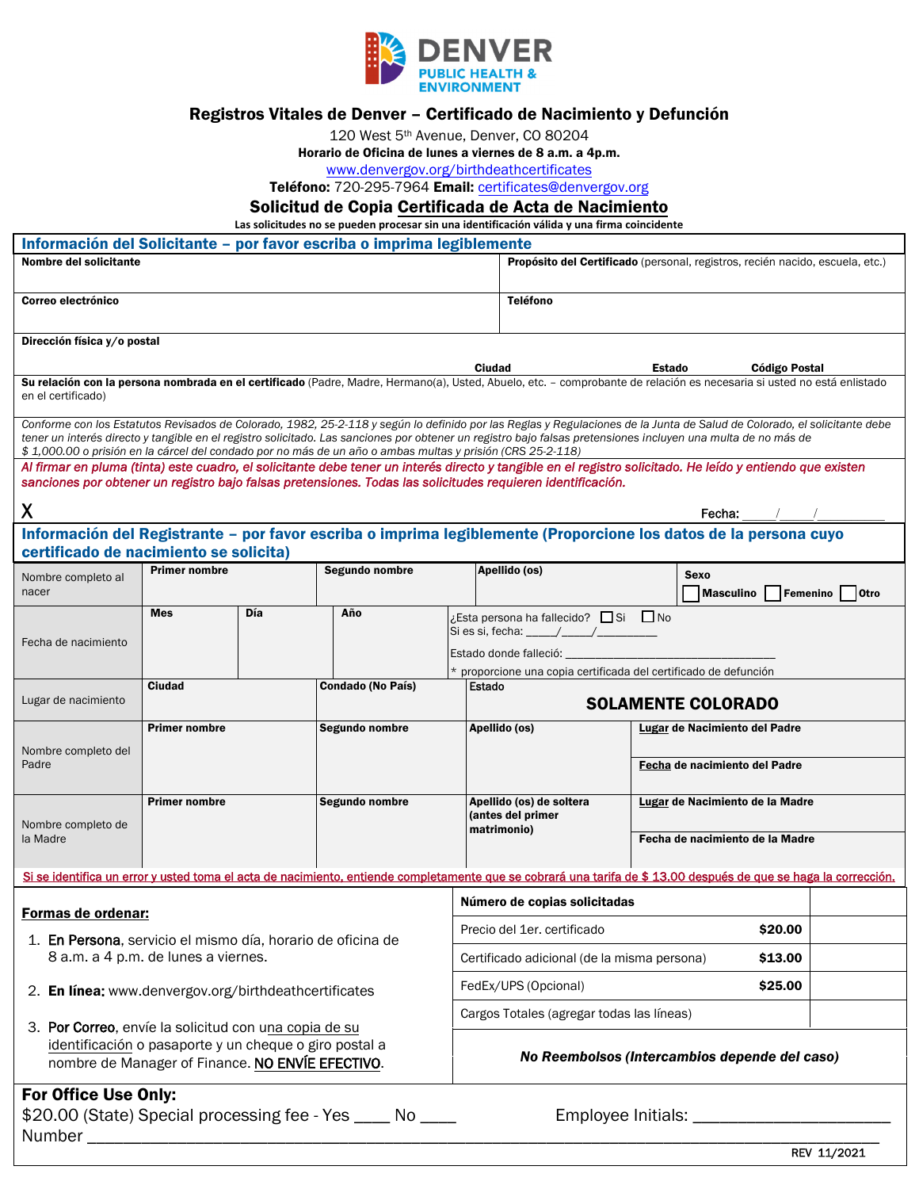DENVER PUBLIC HEALTH & ENVIRONMENT

## Registros Vitales de Denver – Certificado de Nacimiento y Defunción

120 West 5th Avenue, Denver, CO 80204

**Horario de Oficina de lunes a viernes de 8 a.m. a 4p.m.**

www.denvergov.org/birthdeathcertificates

**Teléfono:** 720-295-7964 **Email:** certificates@denvergov.org

### Solicitud de Copia Certificada de Acta de Nacimiento

**Las solicitudes no se pueden procesar sin una identificación válida y una firma coincidente**

### Información del Solicitante – por favor escriba o imprima legiblemente

| **Nombre del solicitante** | **Propósito del Certificado** (personal, registros, recién nacido, escuela, etc.) |
|---|---|
| **Correo electrónico** | **Teléfono** |

**Dirección física y/o postal**

**Ciudad** **Estado** **Código Postal**

**Su relación con la persona nombrada en el certificado** (Padre, Madre, Hermano(a), Usted, Abuelo, etc. – comprobante de relación es necesaria si usted no está enlistado en el certificado)

*Conforme con los Estatutos Revisados de Colorado, 1982, 25-2-118 y según lo definido por las Reglas y Regulaciones de la Junta de Salud de Colorado, el solicitante debe tener un interés directo y tangible en el registro solicitado. Las sanciones por obtener un registro bajo falsas pretensiones incluyen una multa de no más de $ 1,000.00 o prisión en la cárcel del condado por no más de un año o ambas multas y prisión (CRS 25-2-118)*

*Al firmar en pluma (tinta) este cuadro, el solicitante debe tener un interés directo y tangible en el registro solicitado. He leído y entiendo que existen sanciones por obtener un registro bajo falsas pretensiones. Todas las solicitudes requieren identificación.*

X                                                                                                    Fecha: ____/____/________

### Información del Registrante – por favor escriba o imprima legiblemente (Proporcione los datos de la persona cuyo certificado de nacimiento se solicita)

| Nombre completo al nacer | **Primer nombre** | **Segundo nombre** | **Apellido (os)** | **Sexo** ☐ Masculino ☐ Femenino ☐ Otro |
|---|---|---|---|---|
| Fecha de nacimiento | **Mes** | **Día** | **Año** | ¿Esta persona ha fallecido? ☐ Si ☐ No<br>Si es si, fecha: ____/____/________<br>Estado donde falleció: ______________________<br>* proporcione una copia certificada del certificado de defunción |
| Lugar de nacimiento | **Ciudad** | **Condado (No País)** | **Estado** | **SOLAMENTE COLORADO** |
| Nombre completo del Padre | **Primer nombre** | **Segundo nombre** | **Apellido (os)** | **Lugar de Nacimiento del Padre**<br>**Fecha de nacimiento del Padre** |
| Nombre completo de la Madre | **Primer nombre** | **Segundo nombre** | **Apellido (os) de soltera (antes del primer matrimonio)** | **Lugar de Nacimiento de la Madre**<br>**Fecha de nacimiento de la Madre** |

Si se identifica un error y usted toma el acta de nacimiento, entiende completamente que se cobrará una tarifa de $ 13.00 después de que se haga la corrección.

**Formas de ordenar:**

1. **En Persona**, servicio el mismo día, horario de oficina de 8 a.m. a 4 p.m. de lunes a viernes.
2. **En línea:** www.denvergov.org/birthdeathcertificates
3. **Por Correo**, envíe la solicitud con una copia de su identificación o pasaporte y un cheque o giro postal a nombre de Manager of Finance. NO ENVÍE EFECTIVO.

| **Número de copias solicitadas** | | |
|---|---|---|
| Precio del 1er. certificado | **$20.00** | |
| Certificado adicional (de la misma persona) | **$13.00** | |
| FedEx/UPS (Opcional) | **$25.00** | |
| Cargos Totales (agregar todas las líneas) | | |

***No Reembolsos (Intercambios depende del caso)***

**For Office Use Only:**

$20.00 (State) Special processing fee - Yes ____ No ____          Employee Initials: ________________

Number ______________________________________________

REV 11/2021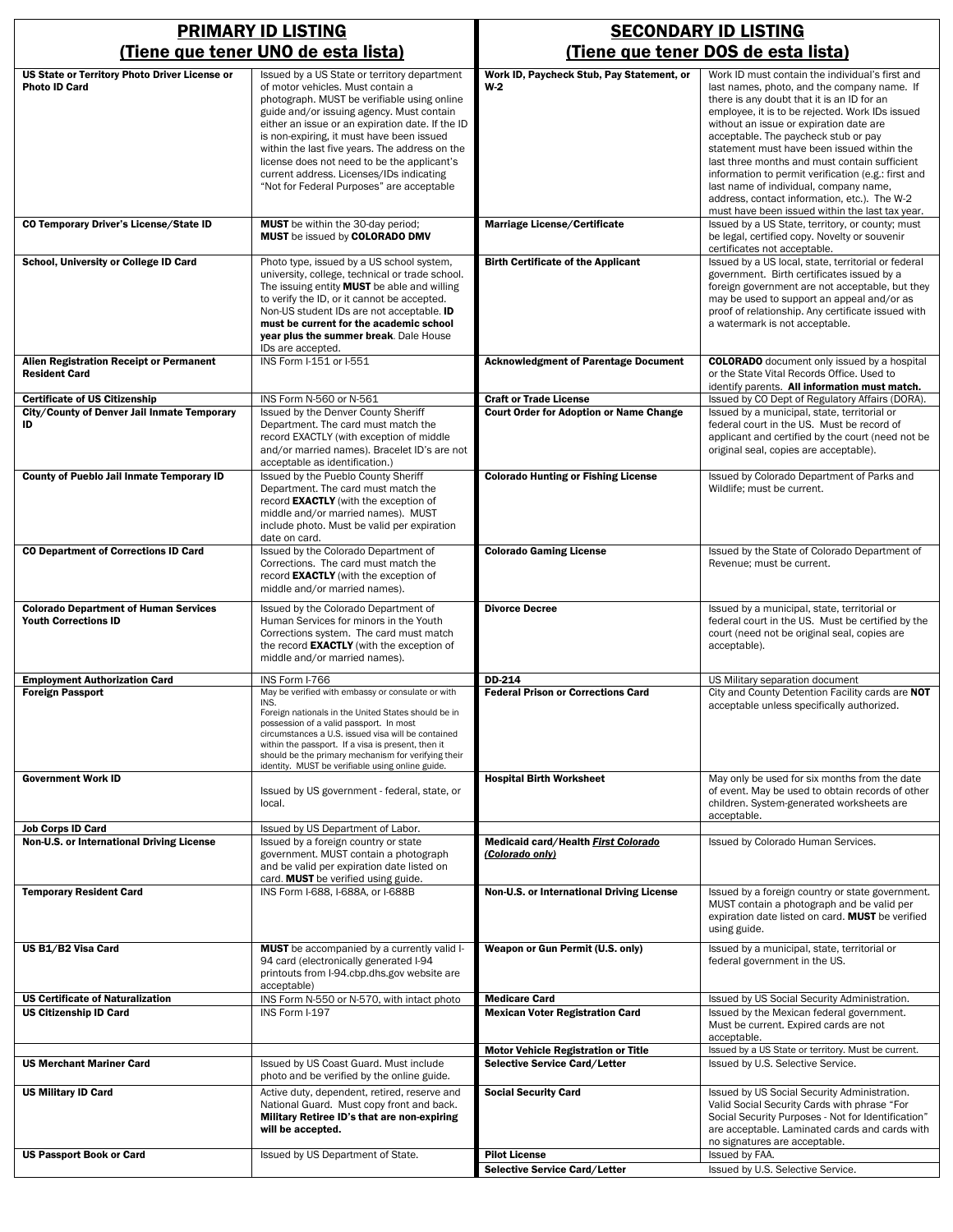| PRIMARY ID LISTING (Tiene que tener UNO de esta lista) | | SECONDARY ID LISTING (Tiene que tener DOS de esta lista) | |
|---|---|---|---|
| **US State or Territory Photo Driver License or Photo ID Card** | Issued by a US State or territory department of motor vehicles. Must contain a photograph. MUST be verifiable using online guide and/or issuing agency. Must contain either an issue or an expiration date. If the ID is non-expiring, it must have been issued within the last five years. The address on the license does not need to be the applicant's current address. Licenses/IDs indicating "Not for Federal Purposes" are acceptable | **Work ID, Paycheck Stub, Pay Statement, or W-2** | Work ID must contain the individual's first and last names, photo, and the company name. If there is any doubt that it is an ID for an employee, it is to be rejected. Work IDs issued without an issue or expiration date are acceptable. The paycheck stub or pay statement must have been issued within the last three months and must contain sufficient information to permit verification (e.g.: first and last name of individual, company name, address, contact information, etc.). The W-2 must have been issued within the last tax year. |
| **CO Temporary Driver's License/State ID** | **MUST** be within the 30-day period; **MUST** be issued by **COLORADO DMV** | **Marriage License/Certificate** | Issued by a US State, territory, or county; must be legal, certified copy. Novelty or souvenir certificates not acceptable. |
| **School, University or College ID Card** | Photo type, issued by a US school system, university, college, technical or trade school. The issuing entity **MUST** be able and willing to verify the ID, or it cannot be accepted. Non-US student IDs are not acceptable. **ID must be current for the academic school year plus the summer break**. Dale House IDs are accepted. | **Birth Certificate of the Applicant** | Issued by a US local, state, territorial or federal government. Birth certificates issued by a foreign government are not acceptable, but they may be used to support an appeal and/or as proof of relationship. Any certificate issued with a watermark is not acceptable. |
| **Alien Registration Receipt or Permanent Resident Card** | INS Form I-151 or I-551 | **Acknowledgment of Parentage Document** | **COLORADO** document only issued by a hospital or the State Vital Records Office. Used to identify parents. **All information must match.** |
| **Certificate of US Citizenship** | INS Form N-560 or N-561 | **Craft or Trade License** | Issued by CO Dept of Regulatory Affairs (DORA). |
| **City/County of Denver Jail Inmate Temporary ID** | Issued by the Denver County Sheriff Department. The card must match the record EXACTLY (with exception of middle and/or married names). Bracelet ID's are not acceptable as identification.) | **Court Order for Adoption or Name Change** | Issued by a municipal, state, territorial or federal court in the US. Must be record of applicant and certified by the court (need not be original seal, copies are acceptable). |
| **County of Pueblo Jail Inmate Temporary ID** | Issued by the Pueblo County Sheriff Department. The card must match the record **EXACTLY** (with the exception of middle and/or married names). MUST include photo. Must be valid per expiration date on card. | **Colorado Hunting or Fishing License** | Issued by Colorado Department of Parks and Wildlife; must be current. |
| **CO Department of Corrections ID Card** | Issued by the Colorado Department of Corrections. The card must match the record **EXACTLY** (with the exception of middle and/or married names). | **Colorado Gaming License** | Issued by the State of Colorado Department of Revenue; must be current. |
| **Colorado Department of Human Services Youth Corrections ID** | Issued by the Colorado Department of Human Services for minors in the Youth Corrections system. The card must match the record **EXACTLY** (with the exception of middle and/or married names). | **Divorce Decree** | Issued by a municipal, state, territorial or federal court in the US. Must be certified by the court (need not be original seal, copies are acceptable). |
| **Employment Authorization Card** | INS Form I-766 | **DD-214** | US Military separation document |
| **Foreign Passport** | May be verified with embassy or consulate or with INS. Foreign nationals in the United States should be in possession of a valid passport. In most circumstances a U.S. issued visa will be contained within the passport. If a visa is present, then it should be the primary mechanism for verifying their identity. MUST be verifiable using online guide. | **Federal Prison or Corrections Card** | City and County Detention Facility cards are **NOT** acceptable unless specifically authorized. |
| **Government Work ID** | Issued by US government - federal, state, or local. | **Hospital Birth Worksheet** | May only be used for six months from the date of event. May be used to obtain records of other children. System-generated worksheets are acceptable. |
| **Job Corps ID Card** | Issued by US Department of Labor. | | |
| **Non-U.S. or International Driving License** | Issued by a foreign country or state government. MUST contain a photograph and be valid per expiration date listed on card. **MUST** be verified using guide. | **Medicaid card/Health *First Colorado* *(Colorado only)*** | Issued by Colorado Human Services. |
| **Temporary Resident Card** | INS Form I-688, I-688A, or I-688B | **Non-U.S. or International Driving License** | Issued by a foreign country or state government. MUST contain a photograph and be valid per expiration date listed on card. **MUST** be verified using guide. |
| **US B1/B2 Visa Card** | **MUST** be accompanied by a currently valid I-94 card (electronically generated I-94 printouts from I-94.cbp.dhs.gov website are acceptable) | **Weapon or Gun Permit (U.S. only)** | Issued by a municipal, state, territorial or federal government in the US. |
| **US Certificate of Naturalization** | INS Form N-550 or N-570, with intact photo | **Medicare Card** | Issued by US Social Security Administration. |
| **US Citizenship ID Card** | INS Form I-197 | **Mexican Voter Registration Card** | Issued by the Mexican federal government. Must be current. Expired cards are not acceptable. |
| | | **Motor Vehicle Registration or Title** | Issued by a US State or territory. Must be current. |
| **US Merchant Mariner Card** | Issued by US Coast Guard. Must include photo and be verified by the online guide. | **Selective Service Card/Letter** | Issued by U.S. Selective Service. |
| **US Military ID Card** | Active duty, dependent, retired, reserve and National Guard. Must copy front and back. **Military Retiree ID's that are non-expiring will be accepted.** | **Social Security Card** | Issued by US Social Security Administration. Valid Social Security Cards with phrase "For Social Security Purposes - Not for Identification" are acceptable. Laminated cards and cards with no signatures are acceptable. |
| **US Passport Book or Card** | Issued by US Department of State. | **Pilot License** | Issued by FAA. |
| | | **Selective Service Card/Letter** | Issued by U.S. Selective Service. |